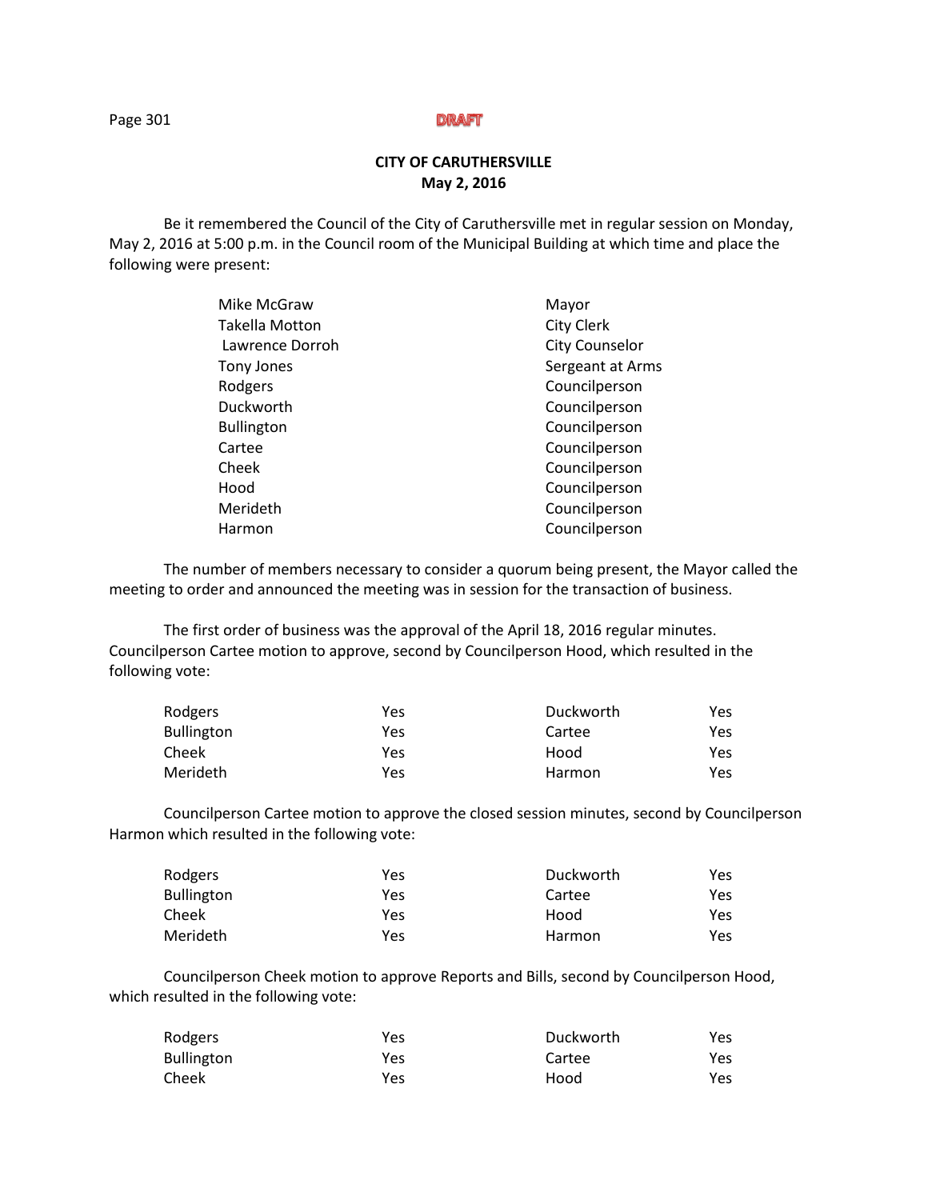DRAFT

**CITY OF CARUTHERSVILLE**
**May 2, 2016**

Be it remembered the Council of the City of Caruthersville met in regular session on Monday, May 2, 2016 at 5:00 p.m. in the Council room of the Municipal Building at which time and place the following were present:

| | |
|---|---|
| Mike McGraw | Mayor |
| Takella Motton | City Clerk |
| Lawrence Dorroh | City Counselor |
| Tony Jones | Sergeant at Arms |
| Rodgers | Councilperson |
| Duckworth | Councilperson |
| Bullington | Councilperson |
| Cartee | Councilperson |
| Cheek | Councilperson |
| Hood | Councilperson |
| Merideth | Councilperson |
| Harmon | Councilperson |

The number of members necessary to consider a quorum being present, the Mayor called the meeting to order and announced the meeting was in session for the transaction of business.

The first order of business was the approval of the April 18, 2016 regular minutes. Councilperson Cartee motion to approve, second by Councilperson Hood, which resulted in the following vote:

| | | | |
|---|---|---|---|
| Rodgers | Yes | Duckworth | Yes |
| Bullington | Yes | Cartee | Yes |
| Cheek | Yes | Hood | Yes |
| Merideth | Yes | Harmon | Yes |

Councilperson Cartee motion to approve the closed session minutes, second by Councilperson Harmon which resulted in the following vote:

| | | | |
|---|---|---|---|
| Rodgers | Yes | Duckworth | Yes |
| Bullington | Yes | Cartee | Yes |
| Cheek | Yes | Hood | Yes |
| Merideth | Yes | Harmon | Yes |

Councilperson Cheek motion to approve Reports and Bills, second by Councilperson Hood, which resulted in the following vote:

| | | | |
|---|---|---|---|
| Rodgers | Yes | Duckworth | Yes |
| Bullington | Yes | Cartee | Yes |
| Cheek | Yes | Hood | Yes |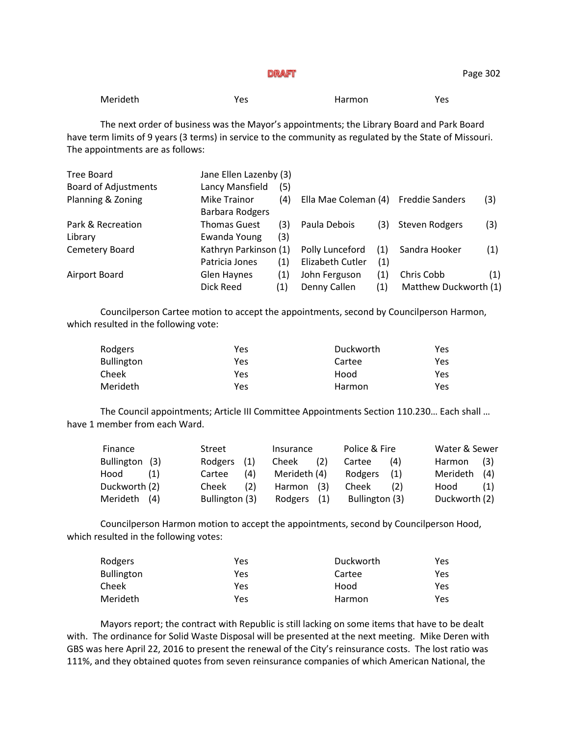DRAFT

| Merideth | Yes | Harmon | Yes |
|---|---|---|---|

The next order of business was the Mayor's appointments; the Library Board and Park Board have term limits of 9 years (3 terms) in service to the community as regulated by the State of Missouri. The appointments are as follows:

| Board | | | |
|---|---|---|---|
| Tree Board | Jane Ellen Lazenby (3) | | |
| Board of Adjustments | Lancy Mansfield (5) | | |
| Planning & Zoning | Mike Trainor (4) | Ella Mae Coleman (4) | Freddie Sanders (3) |
| | Barbara Rodgers | | |
| Park & Recreation | Thomas Guest (3) | Paula Debois (3) | Steven Rodgers (3) |
| Library | Ewanda Young (3) | | |
| Cemetery Board | Kathryn Parkinson (1) | Polly Lunceford (1) | Sandra Hooker (1) |
| | Patricia Jones (1) | Elizabeth Cutler (1) | |
| Airport Board | Glen Haynes (1) | John Ferguson (1) | Chris Cobb (1) |
| | Dick Reed (1) | Denny Callen (1) | Matthew Duckworth (1) |

Councilperson Cartee motion to accept the appointments, second by Councilperson Harmon, which resulted in the following vote:

| | | | |
|---|---|---|---|
| Rodgers | Yes | Duckworth | Yes |
| Bullington | Yes | Cartee | Yes |
| Cheek | Yes | Hood | Yes |
| Merideth | Yes | Harmon | Yes |

The Council appointments; Article III Committee Appointments Section 110.230… Each shall … have 1 member from each Ward.

| Finance | Street | Insurance | Police & Fire | Water & Sewer |
|---|---|---|---|---|
| Bullington (3) | Rodgers (1) | Cheek (2) | Cartee (4) | Harmon (3) |
| Hood (1) | Cartee (4) | Merideth (4) | Rodgers (1) | Merideth (4) |
| Duckworth (2) | Cheek (2) | Harmon (3) | Cheek (2) | Hood (1) |
| Merideth (4) | Bullington (3) | Rodgers (1) | Bullington (3) | Duckworth (2) |

Councilperson Harmon motion to accept the appointments, second by Councilperson Hood, which resulted in the following votes:

| | | | |
|---|---|---|---|
| Rodgers | Yes | Duckworth | Yes |
| Bullington | Yes | Cartee | Yes |
| Cheek | Yes | Hood | Yes |
| Merideth | Yes | Harmon | Yes |

Mayors report; the contract with Republic is still lacking on some items that have to be dealt with. The ordinance for Solid Waste Disposal will be presented at the next meeting. Mike Deren with GBS was here April 22, 2016 to present the renewal of the City's reinsurance costs. The lost ratio was 111%, and they obtained quotes from seven reinsurance companies of which American National, the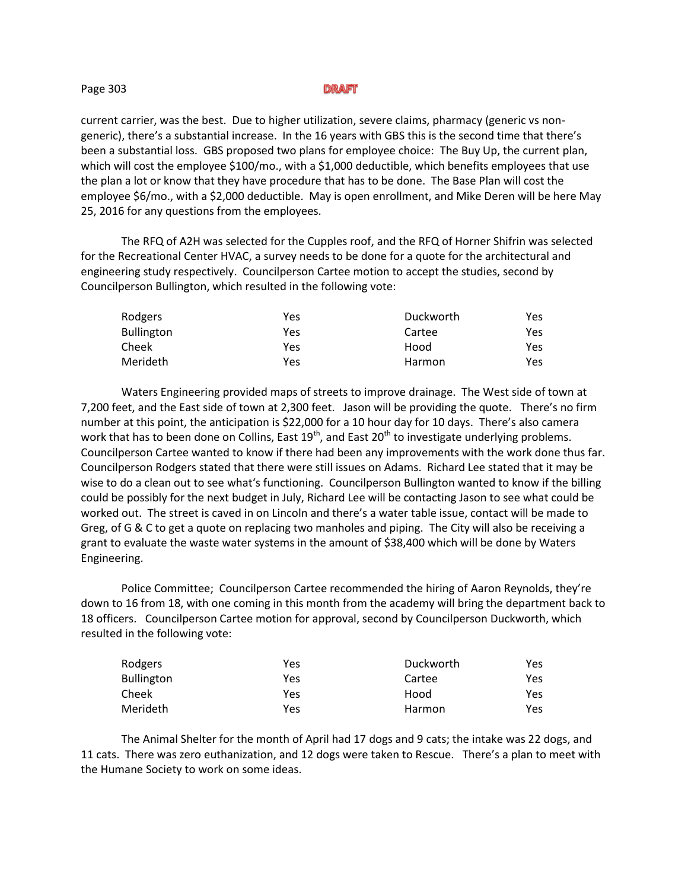current carrier, was the best. Due to higher utilization, severe claims, pharmacy (generic vs non-generic), there's a substantial increase. In the 16 years with GBS this is the second time that there's been a substantial loss. GBS proposed two plans for employee choice: The Buy Up, the current plan, which will cost the employee $100/mo., with a $1,000 deductible, which benefits employees that use the plan a lot or know that they have procedure that has to be done. The Base Plan will cost the employee $6/mo., with a $2,000 deductible. May is open enrollment, and Mike Deren will be here May 25, 2016 for any questions from the employees.

The RFQ of A2H was selected for the Cupples roof, and the RFQ of Horner Shifrin was selected for the Recreational Center HVAC, a survey needs to be done for a quote for the architectural and engineering study respectively. Councilperson Cartee motion to accept the studies, second by Councilperson Bullington, which resulted in the following vote:

| | | | |
|---|---|---|---|
| Rodgers | Yes | Duckworth | Yes |
| Bullington | Yes | Cartee | Yes |
| Cheek | Yes | Hood | Yes |
| Merideth | Yes | Harmon | Yes |

Waters Engineering provided maps of streets to improve drainage. The West side of town at 7,200 feet, and the East side of town at 2,300 feet. Jason will be providing the quote. There's no firm number at this point, the anticipation is $22,000 for a 10 hour day for 10 days. There's also camera work that has to been done on Collins, East 19th, and East 20th to investigate underlying problems. Councilperson Cartee wanted to know if there had been any improvements with the work done thus far. Councilperson Rodgers stated that there were still issues on Adams. Richard Lee stated that it may be wise to do a clean out to see what's functioning. Councilperson Bullington wanted to know if the billing could be possibly for the next budget in July, Richard Lee will be contacting Jason to see what could be worked out. The street is caved in on Lincoln and there's a water table issue, contact will be made to Greg, of G & C to get a quote on replacing two manholes and piping. The City will also be receiving a grant to evaluate the waste water systems in the amount of $38,400 which will be done by Waters Engineering.

Police Committee; Councilperson Cartee recommended the hiring of Aaron Reynolds, they're down to 16 from 18, with one coming in this month from the academy will bring the department back to 18 officers. Councilperson Cartee motion for approval, second by Councilperson Duckworth, which resulted in the following vote:

| | | | |
|---|---|---|---|
| Rodgers | Yes | Duckworth | Yes |
| Bullington | Yes | Cartee | Yes |
| Cheek | Yes | Hood | Yes |
| Merideth | Yes | Harmon | Yes |

The Animal Shelter for the month of April had 17 dogs and 9 cats; the intake was 22 dogs, and 11 cats. There was zero euthanization, and 12 dogs were taken to Rescue. There's a plan to meet with the Humane Society to work on some ideas.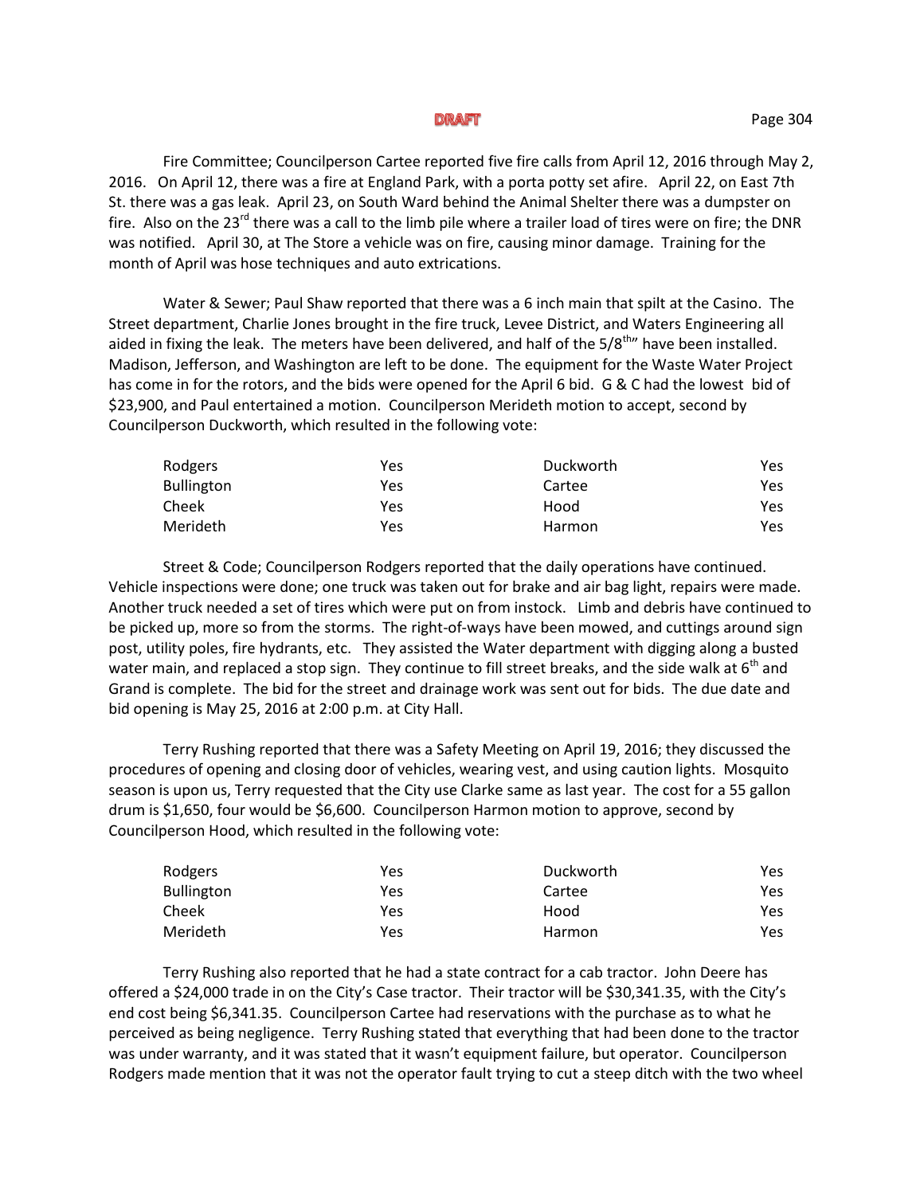DRAFT

Fire Committee; Councilperson Cartee reported five fire calls from April 12, 2016 through May 2, 2016. On April 12, there was a fire at England Park, with a porta potty set afire. April 22, on East 7th St. there was a gas leak. April 23, on South Ward behind the Animal Shelter there was a dumpster on fire. Also on the 23rd there was a call to the limb pile where a trailer load of tires were on fire; the DNR was notified. April 30, at The Store a vehicle was on fire, causing minor damage. Training for the month of April was hose techniques and auto extrications.

Water & Sewer; Paul Shaw reported that there was a 6 inch main that spilt at the Casino. The Street department, Charlie Jones brought in the fire truck, Levee District, and Waters Engineering all aided in fixing the leak. The meters have been delivered, and half of the 5/8th" have been installed. Madison, Jefferson, and Washington are left to be done. The equipment for the Waste Water Project has come in for the rotors, and the bids were opened for the April 6 bid. G & C had the lowest bid of $23,900, and Paul entertained a motion. Councilperson Merideth motion to accept, second by Councilperson Duckworth, which resulted in the following vote:

| | | | |
|---|---|---|---|
| Rodgers | Yes | Duckworth | Yes |
| Bullington | Yes | Cartee | Yes |
| Cheek | Yes | Hood | Yes |
| Merideth | Yes | Harmon | Yes |

Street & Code; Councilperson Rodgers reported that the daily operations have continued. Vehicle inspections were done; one truck was taken out for brake and air bag light, repairs were made. Another truck needed a set of tires which were put on from instock. Limb and debris have continued to be picked up, more so from the storms. The right-of-ways have been mowed, and cuttings around sign post, utility poles, fire hydrants, etc. They assisted the Water department with digging along a busted water main, and replaced a stop sign. They continue to fill street breaks, and the side walk at 6th and Grand is complete. The bid for the street and drainage work was sent out for bids. The due date and bid opening is May 25, 2016 at 2:00 p.m. at City Hall.

Terry Rushing reported that there was a Safety Meeting on April 19, 2016; they discussed the procedures of opening and closing door of vehicles, wearing vest, and using caution lights. Mosquito season is upon us, Terry requested that the City use Clarke same as last year. The cost for a 55 gallon drum is $1,650, four would be $6,600. Councilperson Harmon motion to approve, second by Councilperson Hood, which resulted in the following vote:

| | | | |
|---|---|---|---|
| Rodgers | Yes | Duckworth | Yes |
| Bullington | Yes | Cartee | Yes |
| Cheek | Yes | Hood | Yes |
| Merideth | Yes | Harmon | Yes |

Terry Rushing also reported that he had a state contract for a cab tractor. John Deere has offered a $24,000 trade in on the City's Case tractor. Their tractor will be $30,341.35, with the City's end cost being $6,341.35. Councilperson Cartee had reservations with the purchase as to what he perceived as being negligence. Terry Rushing stated that everything that had been done to the tractor was under warranty, and it was stated that it wasn't equipment failure, but operator. Councilperson Rodgers made mention that it was not the operator fault trying to cut a steep ditch with the two wheel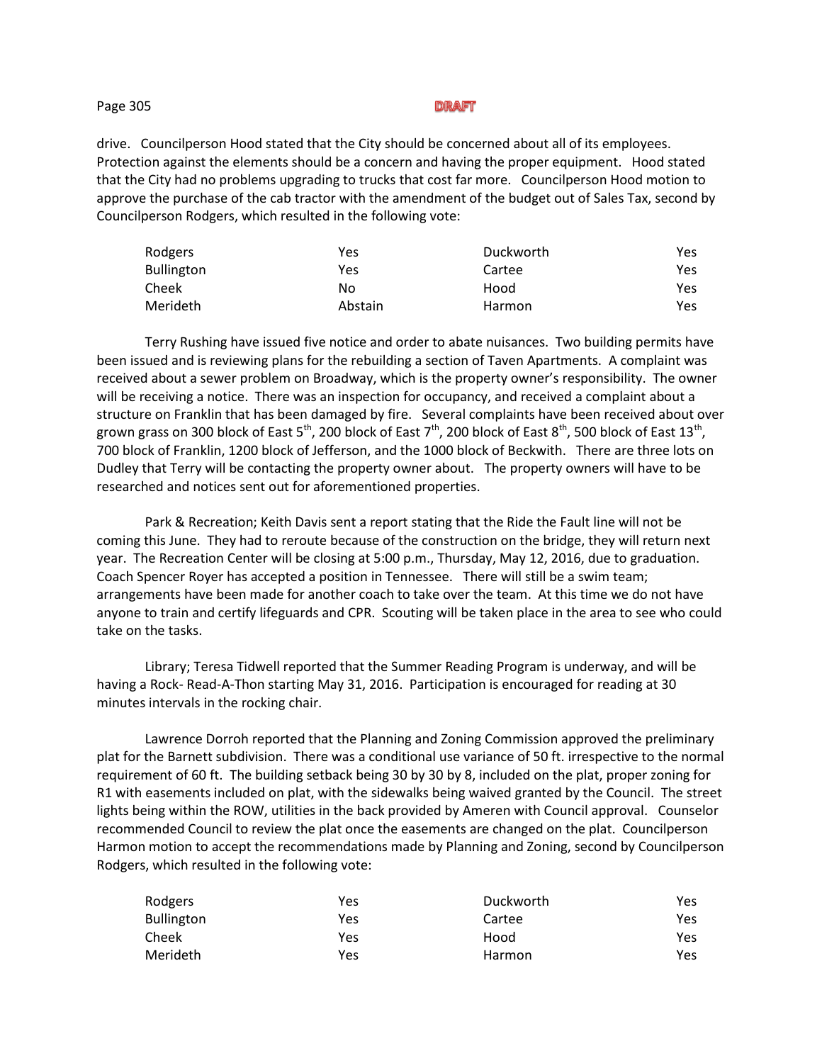**DRAFT**

drive. Councilperson Hood stated that the City should be concerned about all of its employees. Protection against the elements should be a concern and having the proper equipment. Hood stated that the City had no problems upgrading to trucks that cost far more. Councilperson Hood motion to approve the purchase of the cab tractor with the amendment of the budget out of Sales Tax, second by Councilperson Rodgers, which resulted in the following vote:

| | | | |
|---|---|---|---|
| Rodgers | Yes | Duckworth | Yes |
| Bullington | Yes | Cartee | Yes |
| Cheek | No | Hood | Yes |
| Merideth | Abstain | Harmon | Yes |

Terry Rushing have issued five notice and order to abate nuisances. Two building permits have been issued and is reviewing plans for the rebuilding a section of Taven Apartments. A complaint was received about a sewer problem on Broadway, which is the property owner's responsibility. The owner will be receiving a notice. There was an inspection for occupancy, and received a complaint about a structure on Franklin that has been damaged by fire. Several complaints have been received about over grown grass on 300 block of East 5th, 200 block of East 7th, 200 block of East 8th, 500 block of East 13th, 700 block of Franklin, 1200 block of Jefferson, and the 1000 block of Beckwith. There are three lots on Dudley that Terry will be contacting the property owner about. The property owners will have to be researched and notices sent out for aforementioned properties.

Park & Recreation; Keith Davis sent a report stating that the Ride the Fault line will not be coming this June. They had to reroute because of the construction on the bridge, they will return next year. The Recreation Center will be closing at 5:00 p.m., Thursday, May 12, 2016, due to graduation. Coach Spencer Royer has accepted a position in Tennessee. There will still be a swim team; arrangements have been made for another coach to take over the team. At this time we do not have anyone to train and certify lifeguards and CPR. Scouting will be taken place in the area to see who could take on the tasks.

Library; Teresa Tidwell reported that the Summer Reading Program is underway, and will be having a Rock- Read-A-Thon starting May 31, 2016. Participation is encouraged for reading at 30 minutes intervals in the rocking chair.

Lawrence Dorroh reported that the Planning and Zoning Commission approved the preliminary plat for the Barnett subdivision. There was a conditional use variance of 50 ft. irrespective to the normal requirement of 60 ft. The building setback being 30 by 30 by 8, included on the plat, proper zoning for R1 with easements included on plat, with the sidewalks being waived granted by the Council. The street lights being within the ROW, utilities in the back provided by Ameren with Council approval. Counselor recommended Council to review the plat once the easements are changed on the plat. Councilperson Harmon motion to accept the recommendations made by Planning and Zoning, second by Councilperson Rodgers, which resulted in the following vote:

| | | | |
|---|---|---|---|
| Rodgers | Yes | Duckworth | Yes |
| Bullington | Yes | Cartee | Yes |
| Cheek | Yes | Hood | Yes |
| Merideth | Yes | Harmon | Yes |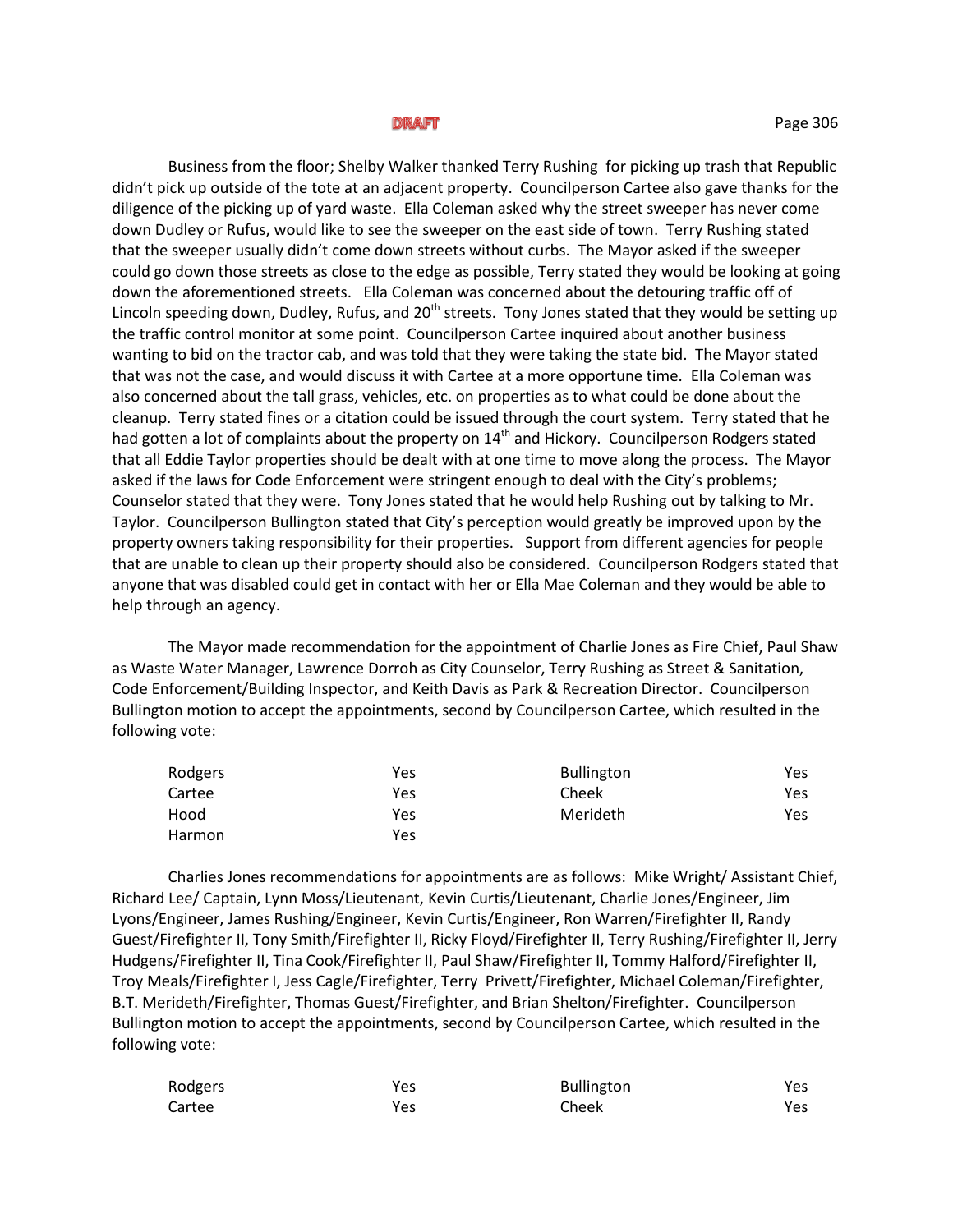**DRAFT**

Business from the floor; Shelby Walker thanked Terry Rushing for picking up trash that Republic didn't pick up outside of the tote at an adjacent property. Councilperson Cartee also gave thanks for the diligence of the picking up of yard waste. Ella Coleman asked why the street sweeper has never come down Dudley or Rufus, would like to see the sweeper on the east side of town. Terry Rushing stated that the sweeper usually didn't come down streets without curbs. The Mayor asked if the sweeper could go down those streets as close to the edge as possible, Terry stated they would be looking at going down the aforementioned streets. Ella Coleman was concerned about the detouring traffic off of Lincoln speeding down, Dudley, Rufus, and 20th streets. Tony Jones stated that they would be setting up the traffic control monitor at some point. Councilperson Cartee inquired about another business wanting to bid on the tractor cab, and was told that they were taking the state bid. The Mayor stated that was not the case, and would discuss it with Cartee at a more opportune time. Ella Coleman was also concerned about the tall grass, vehicles, etc. on properties as to what could be done about the cleanup. Terry stated fines or a citation could be issued through the court system. Terry stated that he had gotten a lot of complaints about the property on 14th and Hickory. Councilperson Rodgers stated that all Eddie Taylor properties should be dealt with at one time to move along the process. The Mayor asked if the laws for Code Enforcement were stringent enough to deal with the City's problems; Counselor stated that they were. Tony Jones stated that he would help Rushing out by talking to Mr. Taylor. Councilperson Bullington stated that City's perception would greatly be improved upon by the property owners taking responsibility for their properties. Support from different agencies for people that are unable to clean up their property should also be considered. Councilperson Rodgers stated that anyone that was disabled could get in contact with her or Ella Mae Coleman and they would be able to help through an agency.

The Mayor made recommendation for the appointment of Charlie Jones as Fire Chief, Paul Shaw as Waste Water Manager, Lawrence Dorroh as City Counselor, Terry Rushing as Street & Sanitation, Code Enforcement/Building Inspector, and Keith Davis as Park & Recreation Director. Councilperson Bullington motion to accept the appointments, second by Councilperson Cartee, which resulted in the following vote:

| | | | |
|---|---|---|---|
| Rodgers | Yes | Bullington | Yes |
| Cartee | Yes | Cheek | Yes |
| Hood | Yes | Merideth | Yes |
| Harmon | Yes | | |

Charlies Jones recommendations for appointments are as follows: Mike Wright/ Assistant Chief, Richard Lee/ Captain, Lynn Moss/Lieutenant, Kevin Curtis/Lieutenant, Charlie Jones/Engineer, Jim Lyons/Engineer, James Rushing/Engineer, Kevin Curtis/Engineer, Ron Warren/Firefighter II, Randy Guest/Firefighter II, Tony Smith/Firefighter II, Ricky Floyd/Firefighter II, Terry Rushing/Firefighter II, Jerry Hudgens/Firefighter II, Tina Cook/Firefighter II, Paul Shaw/Firefighter II, Tommy Halford/Firefighter II, Troy Meals/Firefighter I, Jess Cagle/Firefighter, Terry Privett/Firefighter, Michael Coleman/Firefighter, B.T. Merideth/Firefighter, Thomas Guest/Firefighter, and Brian Shelton/Firefighter. Councilperson Bullington motion to accept the appointments, second by Councilperson Cartee, which resulted in the following vote:

| | | | |
|---|---|---|---|
| Rodgers | Yes | Bullington | Yes |
| Cartee | Yes | Cheek | Yes |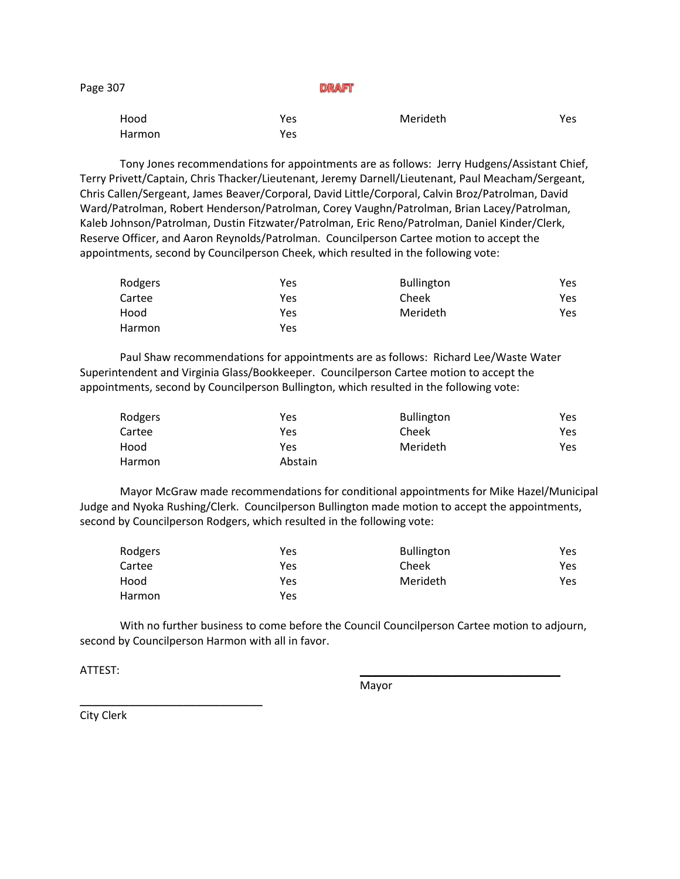DRAFT

| | | | |
|---|---|---|---|
| Hood | Yes | Merideth | Yes |
| Harmon | Yes | | |

Tony Jones recommendations for appointments are as follows: Jerry Hudgens/Assistant Chief, Terry Privett/Captain, Chris Thacker/Lieutenant, Jeremy Darnell/Lieutenant, Paul Meacham/Sergeant, Chris Callen/Sergeant, James Beaver/Corporal, David Little/Corporal, Calvin Broz/Patrolman, David Ward/Patrolman, Robert Henderson/Patrolman, Corey Vaughn/Patrolman, Brian Lacey/Patrolman, Kaleb Johnson/Patrolman, Dustin Fitzwater/Patrolman, Eric Reno/Patrolman, Daniel Kinder/Clerk, Reserve Officer, and Aaron Reynolds/Patrolman. Councilperson Cartee motion to accept the appointments, second by Councilperson Cheek, which resulted in the following vote:

| | | | |
|---|---|---|---|
| Rodgers | Yes | Bullington | Yes |
| Cartee | Yes | Cheek | Yes |
| Hood | Yes | Merideth | Yes |
| Harmon | Yes | | |

Paul Shaw recommendations for appointments are as follows: Richard Lee/Waste Water Superintendent and Virginia Glass/Bookkeeper. Councilperson Cartee motion to accept the appointments, second by Councilperson Bullington, which resulted in the following vote:

| | | | |
|---|---|---|---|
| Rodgers | Yes | Bullington | Yes |
| Cartee | Yes | Cheek | Yes |
| Hood | Yes | Merideth | Yes |
| Harmon | Abstain | | |

Mayor McGraw made recommendations for conditional appointments for Mike Hazel/Municipal Judge and Nyoka Rushing/Clerk. Councilperson Bullington made motion to accept the appointments, second by Councilperson Rodgers, which resulted in the following vote:

| | | | |
|---|---|---|---|
| Rodgers | Yes | Bullington | Yes |
| Cartee | Yes | Cheek | Yes |
| Hood | Yes | Merideth | Yes |
| Harmon | Yes | | |

With no further business to come before the Council Councilperson Cartee motion to adjourn, second by Councilperson Harmon with all in favor.

ATTEST:

\_\_\_\_\_\_\_\_\_\_\_\_\_\_\_\_\_\_\_\_\_\_\_\_\_\_\_\_\_\_\_\_
Mayor

\_\_\_\_\_\_\_\_\_\_\_\_\_\_\_\_\_\_\_\_\_\_\_\_\_\_\_\_\_\_\_\_
City Clerk